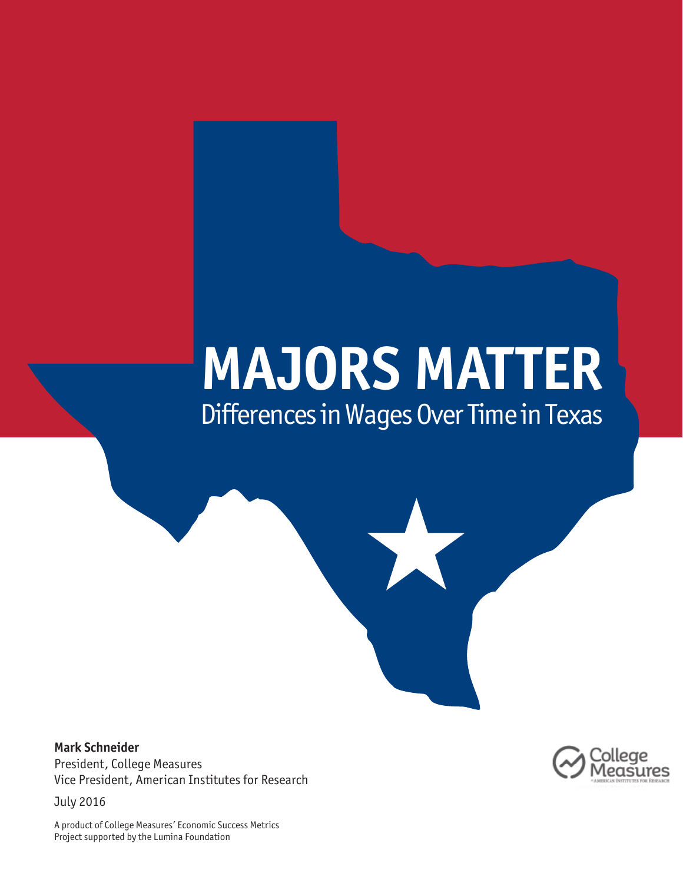# MAJORS MATTER

## Differences in Wages Over Time in Texas

**Mark Schneider**
President, College Measures
Vice President, American Institutes for Research

July 2016

A product of College Measures' Economic Success Metrics
Project supported by the Lumina Foundation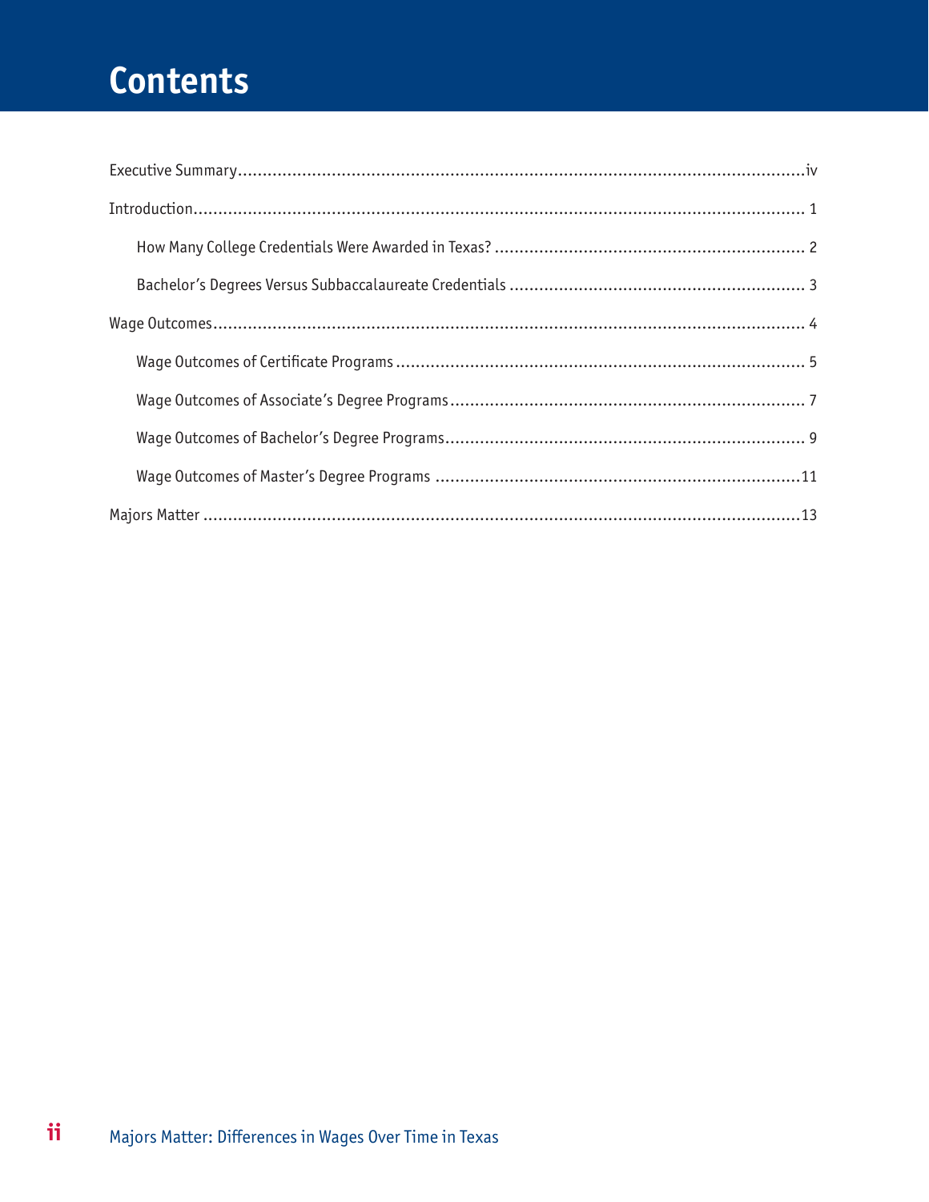# Contents

Executive Summary ..... iv

Introduction ..... 1

- How Many College Credentials Were Awarded in Texas? ..... 2
- Bachelor's Degrees Versus Subbaccalaureate Credentials ..... 3

Wage Outcomes ..... 4

- Wage Outcomes of Certificate Programs ..... 5
- Wage Outcomes of Associate's Degree Programs ..... 7
- Wage Outcomes of Bachelor's Degree Programs ..... 9
- Wage Outcomes of Master's Degree Programs ..... 11

Majors Matter ..... 13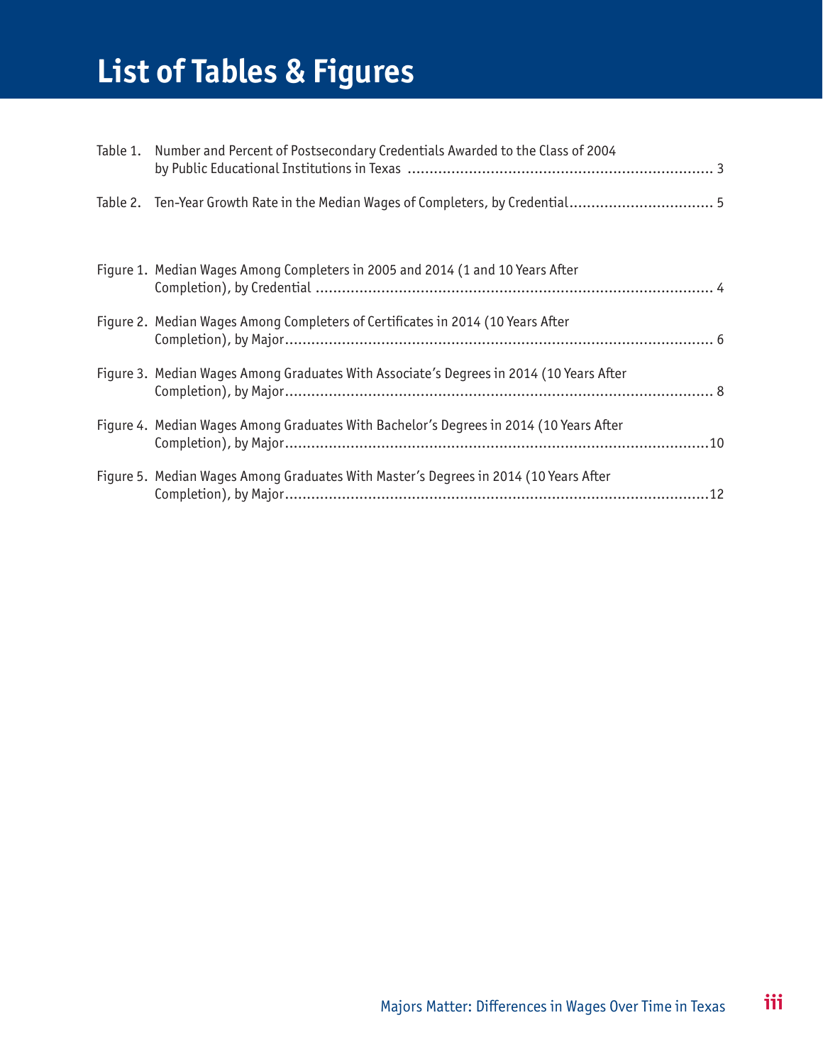# List of Tables & Figures

Table 1. Number and Percent of Postsecondary Credentials Awarded to the Class of 2004 by Public Educational Institutions in Texas ........ 3

Table 2. Ten-Year Growth Rate in the Median Wages of Completers, by Credential........ 5

Figure 1. Median Wages Among Completers in 2005 and 2014 (1 and 10 Years After Completion), by Credential ........ 4

Figure 2. Median Wages Among Completers of Certificates in 2014 (10 Years After Completion), by Major........ 6

Figure 3. Median Wages Among Graduates With Associate's Degrees in 2014 (10 Years After Completion), by Major........ 8

Figure 4. Median Wages Among Graduates With Bachelor's Degrees in 2014 (10 Years After Completion), by Major........10

Figure 5. Median Wages Among Graduates With Master's Degrees in 2014 (10 Years After Completion), by Major........12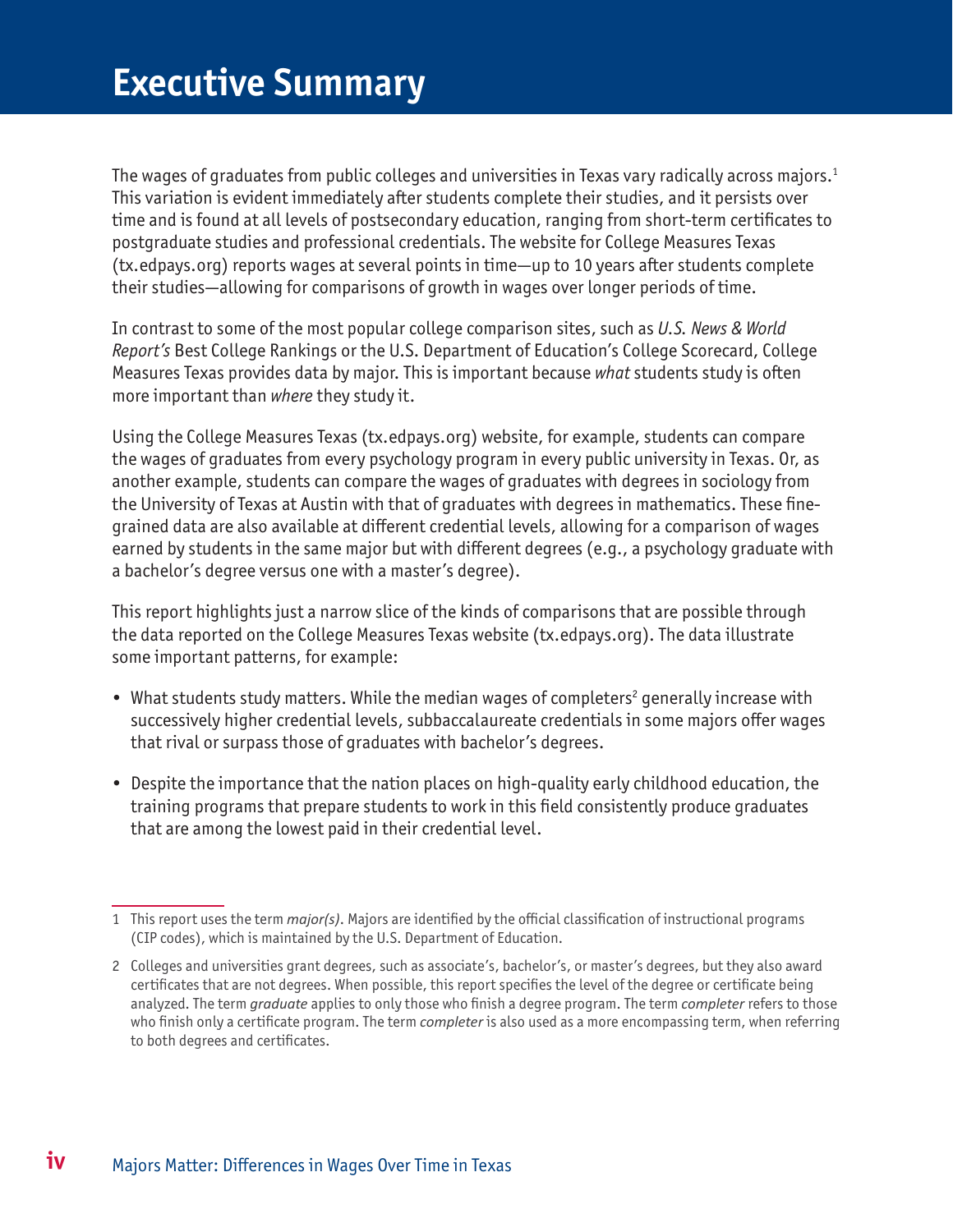# Executive Summary

The wages of graduates from public colleges and universities in Texas vary radically across majors.[1] This variation is evident immediately after students complete their studies, and it persists over time and is found at all levels of postsecondary education, ranging from short-term certificates to postgraduate studies and professional credentials. The website for College Measures Texas (tx.edpays.org) reports wages at several points in time—up to 10 years after students complete their studies—allowing for comparisons of growth in wages over longer periods of time.

In contrast to some of the most popular college comparison sites, such as *U.S. News & World Report's* Best College Rankings or the U.S. Department of Education's College Scorecard, College Measures Texas provides data by major. This is important because *what* students study is often more important than *where* they study it.

Using the College Measures Texas (tx.edpays.org) website, for example, students can compare the wages of graduates from every psychology program in every public university in Texas. Or, as another example, students can compare the wages of graduates with degrees in sociology from the University of Texas at Austin with that of graduates with degrees in mathematics. These fine-grained data are also available at different credential levels, allowing for a comparison of wages earned by students in the same major but with different degrees (e.g., a psychology graduate with a bachelor's degree versus one with a master's degree).

This report highlights just a narrow slice of the kinds of comparisons that are possible through the data reported on the College Measures Texas website (tx.edpays.org). The data illustrate some important patterns, for example:

- What students study matters. While the median wages of completers[2] generally increase with successively higher credential levels, subbaccalaureate credentials in some majors offer wages that rival or surpass those of graduates with bachelor's degrees.
- Despite the importance that the nation places on high-quality early childhood education, the training programs that prepare students to work in this field consistently produce graduates that are among the lowest paid in their credential level.

---

1 This report uses the term *major(s)*. Majors are identified by the official classification of instructional programs (CIP codes), which is maintained by the U.S. Department of Education.

2 Colleges and universities grant degrees, such as associate's, bachelor's, or master's degrees, but they also award certificates that are not degrees. When possible, this report specifies the level of the degree or certificate being analyzed. The term *graduate* applies to only those who finish a degree program. The term *completer* refers to those who finish only a certificate program. The term *completer* is also used as a more encompassing term, when referring to both degrees and certificates.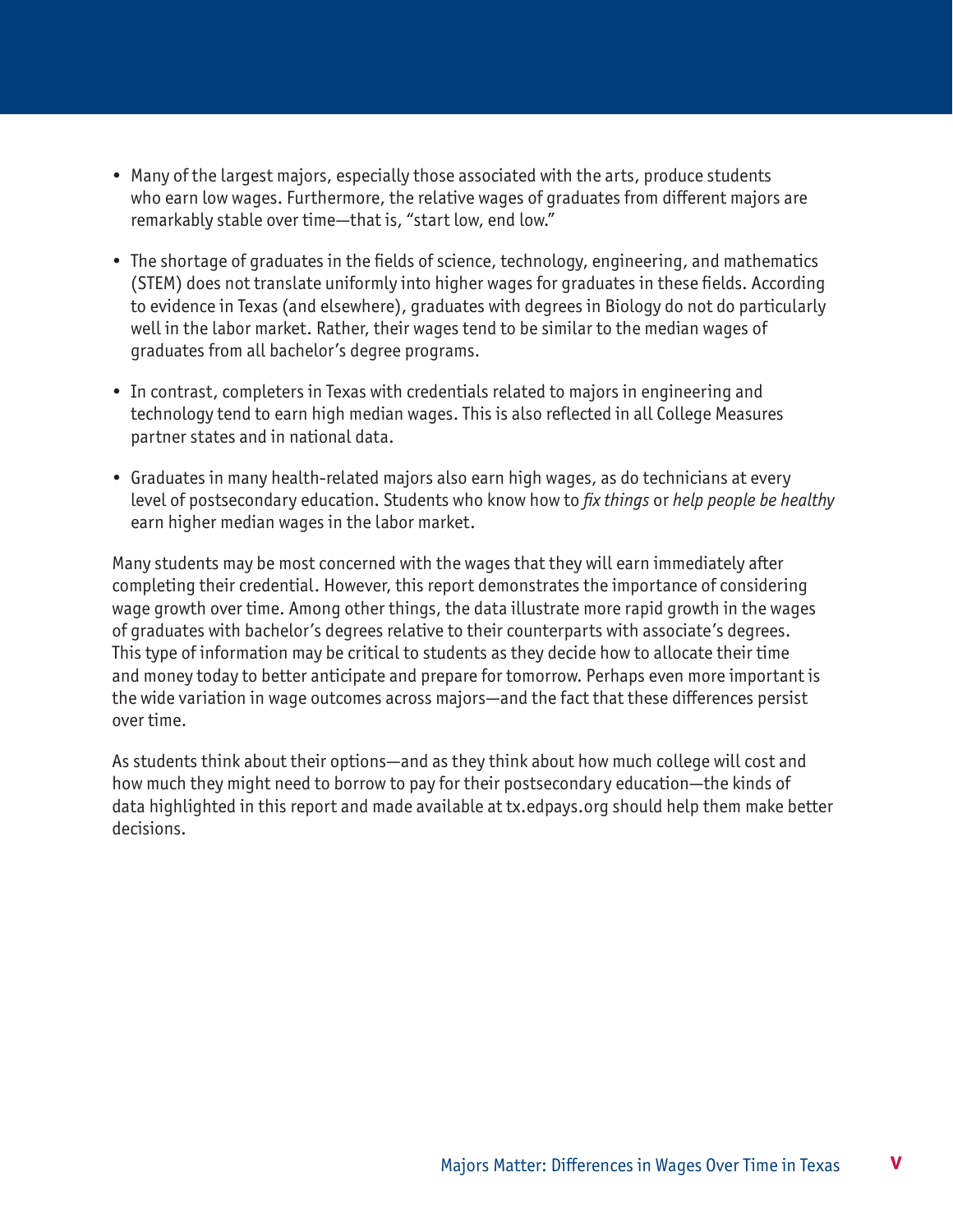- Many of the largest majors, especially those associated with the arts, produce students who earn low wages. Furthermore, the relative wages of graduates from different majors are remarkably stable over time—that is, "start low, end low."

- The shortage of graduates in the fields of science, technology, engineering, and mathematics (STEM) does not translate uniformly into higher wages for graduates in these fields. According to evidence in Texas (and elsewhere), graduates with degrees in Biology do not do particularly well in the labor market. Rather, their wages tend to be similar to the median wages of graduates from all bachelor's degree programs.

- In contrast, completers in Texas with credentials related to majors in engineering and technology tend to earn high median wages. This is also reflected in all College Measures partner states and in national data.

- Graduates in many health-related majors also earn high wages, as do technicians at every level of postsecondary education. Students who know how to *fix things* or *help people be healthy* earn higher median wages in the labor market.

Many students may be most concerned with the wages that they will earn immediately after completing their credential. However, this report demonstrates the importance of considering wage growth over time. Among other things, the data illustrate more rapid growth in the wages of graduates with bachelor's degrees relative to their counterparts with associate's degrees. This type of information may be critical to students as they decide how to allocate their time and money today to better anticipate and prepare for tomorrow. Perhaps even more important is the wide variation in wage outcomes across majors—and the fact that these differences persist over time.

As students think about their options—and as they think about how much college will cost and how much they might need to borrow to pay for their postsecondary education—the kinds of data highlighted in this report and made available at tx.edpays.org should help them make better decisions.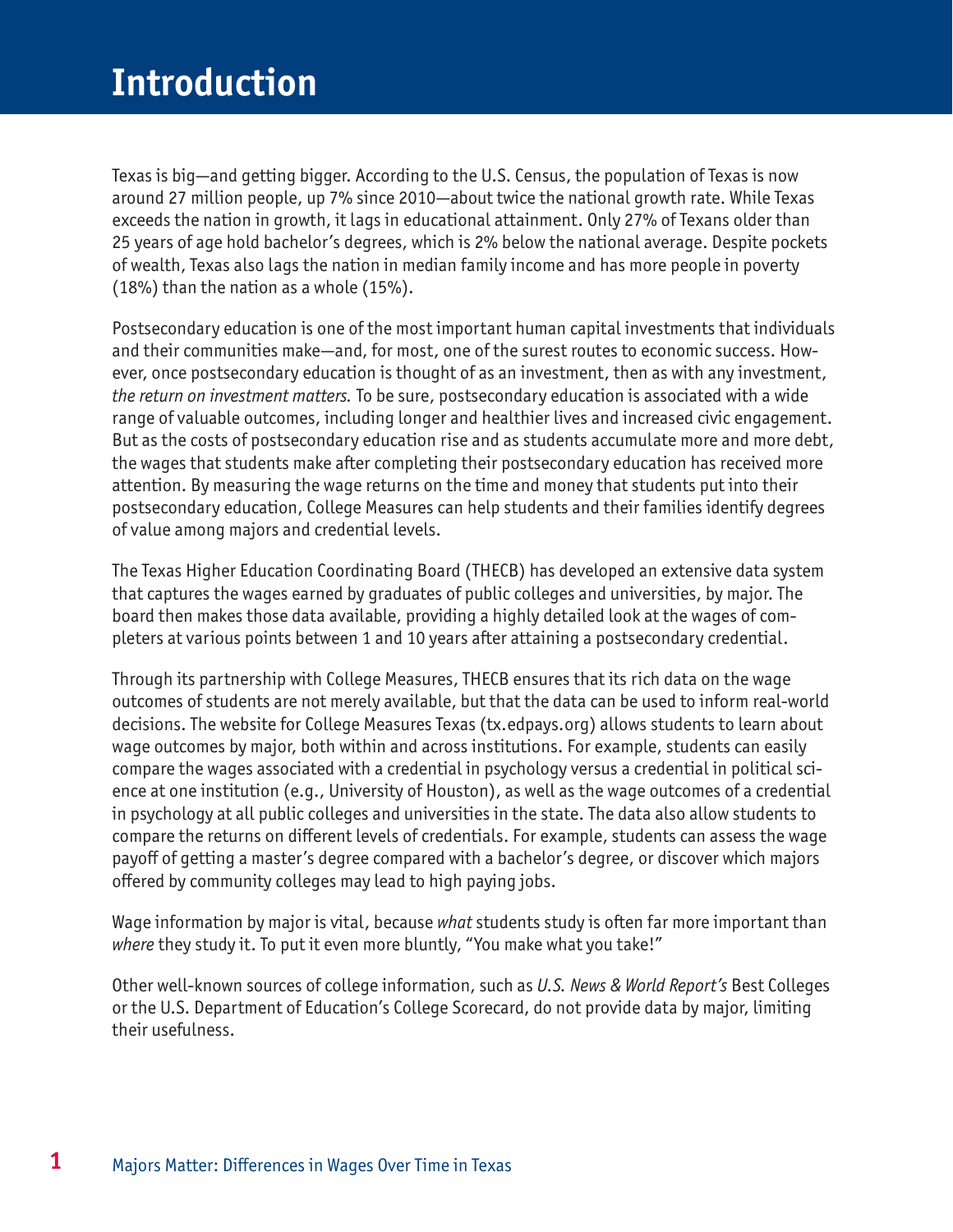# Introduction

Texas is big—and getting bigger. According to the U.S. Census, the population of Texas is now around 27 million people, up 7% since 2010—about twice the national growth rate. While Texas exceeds the nation in growth, it lags in educational attainment. Only 27% of Texans older than 25 years of age hold bachelor's degrees, which is 2% below the national average. Despite pockets of wealth, Texas also lags the nation in median family income and has more people in poverty (18%) than the nation as a whole (15%).

Postsecondary education is one of the most important human capital investments that individuals and their communities make—and, for most, one of the surest routes to economic success. However, once postsecondary education is thought of as an investment, then as with any investment, *the return on investment matters*. To be sure, postsecondary education is associated with a wide range of valuable outcomes, including longer and healthier lives and increased civic engagement. But as the costs of postsecondary education rise and as students accumulate more and more debt, the wages that students make after completing their postsecondary education has received more attention. By measuring the wage returns on the time and money that students put into their postsecondary education, College Measures can help students and their families identify degrees of value among majors and credential levels.

The Texas Higher Education Coordinating Board (THECB) has developed an extensive data system that captures the wages earned by graduates of public colleges and universities, by major. The board then makes those data available, providing a highly detailed look at the wages of completers at various points between 1 and 10 years after attaining a postsecondary credential.

Through its partnership with College Measures, THECB ensures that its rich data on the wage outcomes of students are not merely available, but that the data can be used to inform real-world decisions. The website for College Measures Texas (tx.edpays.org) allows students to learn about wage outcomes by major, both within and across institutions. For example, students can easily compare the wages associated with a credential in psychology versus a credential in political science at one institution (e.g., University of Houston), as well as the wage outcomes of a credential in psychology at all public colleges and universities in the state. The data also allow students to compare the returns on different levels of credentials. For example, students can assess the wage payoff of getting a master's degree compared with a bachelor's degree, or discover which majors offered by community colleges may lead to high paying jobs.

Wage information by major is vital, because *what* students study is often far more important than *where* they study it. To put it even more bluntly, "You make what you take!"

Other well-known sources of college information, such as *U.S. News & World Report's* Best Colleges or the U.S. Department of Education's College Scorecard, do not provide data by major, limiting their usefulness.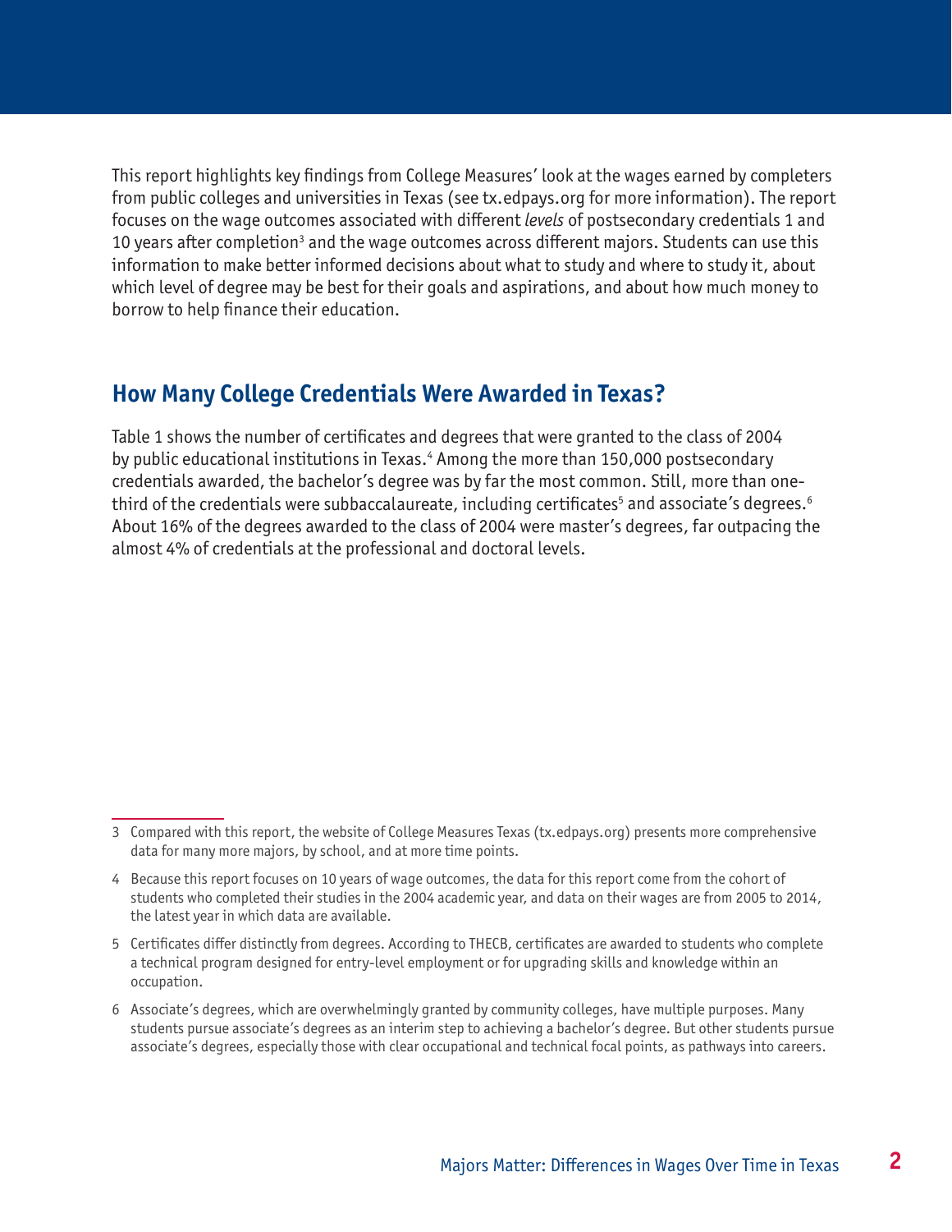This report highlights key findings from College Measures' look at the wages earned by completers from public colleges and universities in Texas (see tx.edpays.org for more information). The report focuses on the wage outcomes associated with different *levels* of postsecondary credentials 1 and 10 years after completion[3] and the wage outcomes across different majors. Students can use this information to make better informed decisions about what to study and where to study it, about which level of degree may be best for their goals and aspirations, and about how much money to borrow to help finance their education.

## How Many College Credentials Were Awarded in Texas?

Table 1 shows the number of certificates and degrees that were granted to the class of 2004 by public educational institutions in Texas.[4] Among the more than 150,000 postsecondary credentials awarded, the bachelor's degree was by far the most common. Still, more than one-third of the credentials were subbaccalaureate, including certificates[5] and associate's degrees.[6] About 16% of the degrees awarded to the class of 2004 were master's degrees, far outpacing the almost 4% of credentials at the professional and doctoral levels.

---

3 Compared with this report, the website of College Measures Texas (tx.edpays.org) presents more comprehensive data for many more majors, by school, and at more time points.

4 Because this report focuses on 10 years of wage outcomes, the data for this report come from the cohort of students who completed their studies in the 2004 academic year, and data on their wages are from 2005 to 2014, the latest year in which data are available.

5 Certificates differ distinctly from degrees. According to THECB, certificates are awarded to students who complete a technical program designed for entry-level employment or for upgrading skills and knowledge within an occupation.

6 Associate's degrees, which are overwhelmingly granted by community colleges, have multiple purposes. Many students pursue associate's degrees as an interim step to achieving a bachelor's degree. But other students pursue associate's degrees, especially those with clear occupational and technical focal points, as pathways into careers.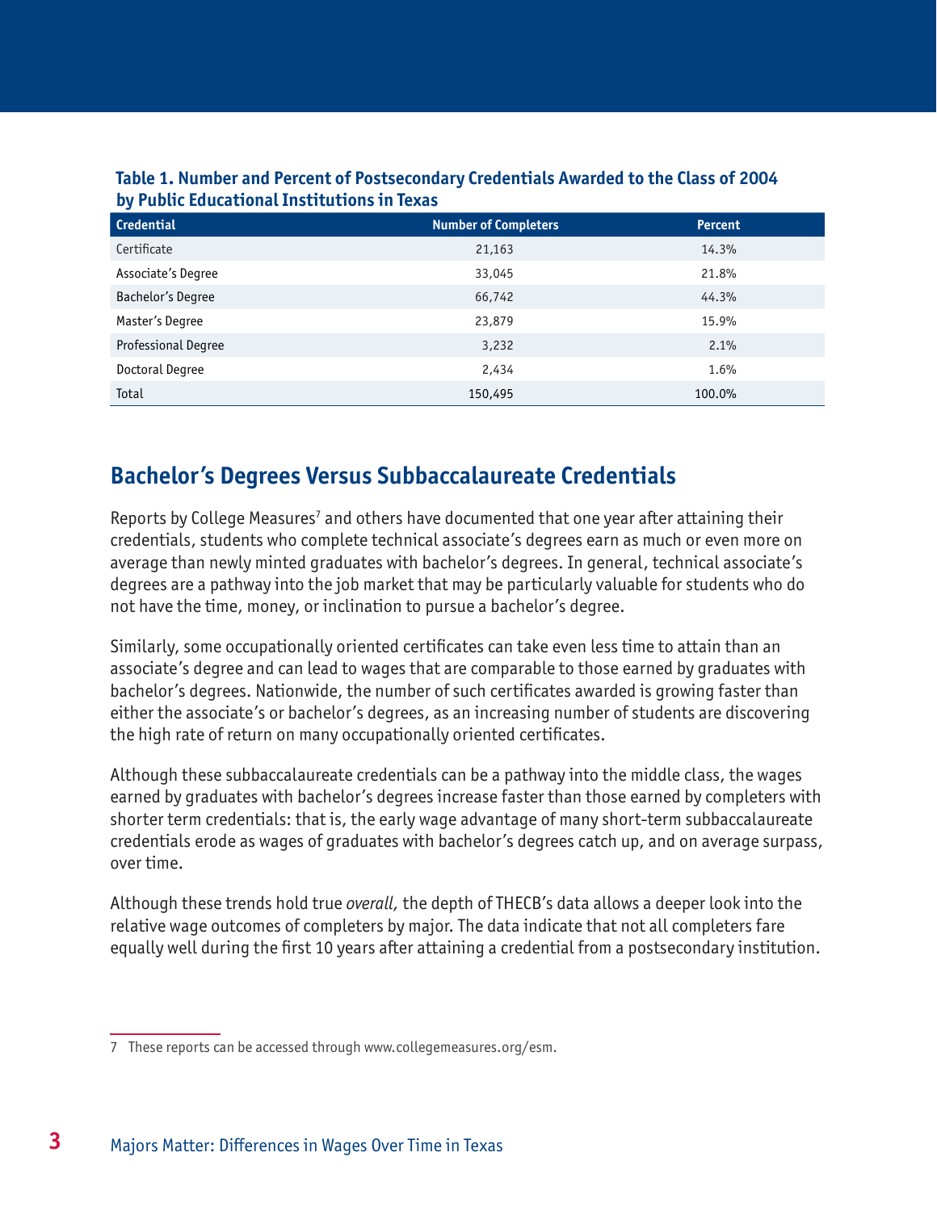**Table 1. Number and Percent of Postsecondary Credentials Awarded to the Class of 2004 by Public Educational Institutions in Texas**

| Credential | Number of Completers | Percent |
|---|---|---|
| Certificate | 21,163 | 14.3% |
| Associate's Degree | 33,045 | 21.8% |
| Bachelor's Degree | 66,742 | 44.3% |
| Master's Degree | 23,879 | 15.9% |
| Professional Degree | 3,232 | 2.1% |
| Doctoral Degree | 2,434 | 1.6% |
| Total | 150,495 | 100.0% |

## Bachelor's Degrees Versus Subbaccalaureate Credentials

Reports by College Measures[7] and others have documented that one year after attaining their credentials, students who complete technical associate's degrees earn as much or even more on average than newly minted graduates with bachelor's degrees. In general, technical associate's degrees are a pathway into the job market that may be particularly valuable for students who do not have the time, money, or inclination to pursue a bachelor's degree.

Similarly, some occupationally oriented certificates can take even less time to attain than an associate's degree and can lead to wages that are comparable to those earned by graduates with bachelor's degrees. Nationwide, the number of such certificates awarded is growing faster than either the associate's or bachelor's degrees, as an increasing number of students are discovering the high rate of return on many occupationally oriented certificates.

Although these subbaccalaureate credentials can be a pathway into the middle class, the wages earned by graduates with bachelor's degrees increase faster than those earned by completers with shorter term credentials: that is, the early wage advantage of many short-term subbaccalaureate credentials erode as wages of graduates with bachelor's degrees catch up, and on average surpass, over time.

Although these trends hold true *overall,* the depth of THECB's data allows a deeper look into the relative wage outcomes of completers by major. The data indicate that not all completers fare equally well during the first 10 years after attaining a credential from a postsecondary institution.

7 These reports can be accessed through www.collegemeasures.org/esm.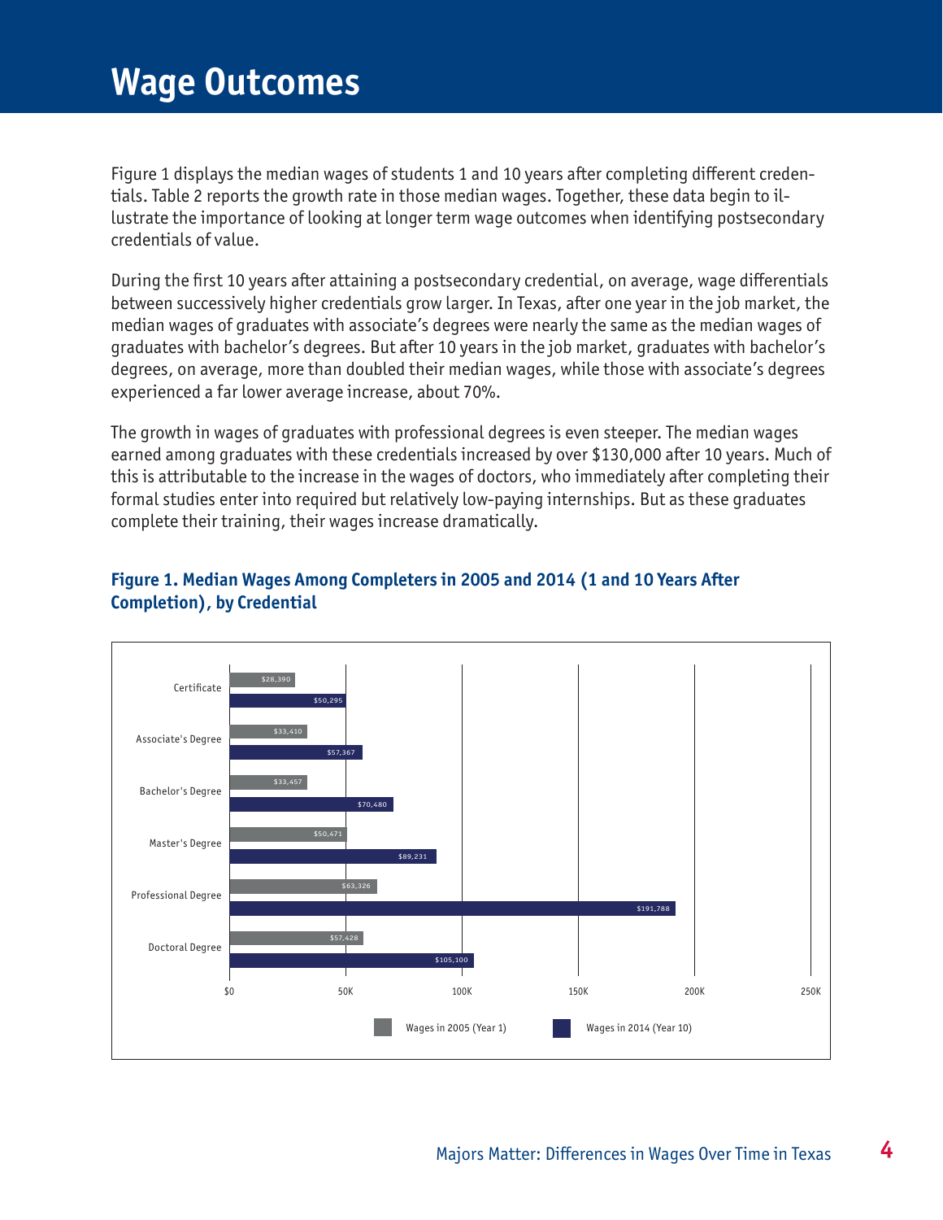# Wage Outcomes

Figure 1 displays the median wages of students 1 and 10 years after completing different credentials. Table 2 reports the growth rate in those median wages. Together, these data begin to illustrate the importance of looking at longer term wage outcomes when identifying postsecondary credentials of value.

During the first 10 years after attaining a postsecondary credential, on average, wage differentials between successively higher credentials grow larger. In Texas, after one year in the job market, the median wages of graduates with associate's degrees were nearly the same as the median wages of graduates with bachelor's degrees. But after 10 years in the job market, graduates with bachelor's degrees, on average, more than doubled their median wages, while those with associate's degrees experienced a far lower average increase, about 70%.

The growth in wages of graduates with professional degrees is even steeper. The median wages earned among graduates with these credentials increased by over $130,000 after 10 years. Much of this is attributable to the increase in the wages of doctors, who immediately after completing their formal studies enter into required but relatively low-paying internships. But as these graduates complete their training, their wages increase dramatically.

**Figure 1. Median Wages Among Completers in 2005 and 2014 (1 and 10 Years After Completion), by Credential**

| Credential | Wages in 2005 (Year 1) | Wages in 2014 (Year 10) |
|---|---|---|
| Certificate | $28,390 | $50,295 |
| Associate's Degree | $33,410 | $57,367 |
| Bachelor's Degree | $33,457 | $70,480 |
| Master's Degree | $50,471 | $89,231 |
| Professional Degree | $63,326 | $191,788 |
| Doctoral Degree | $57,428 | $105,100 |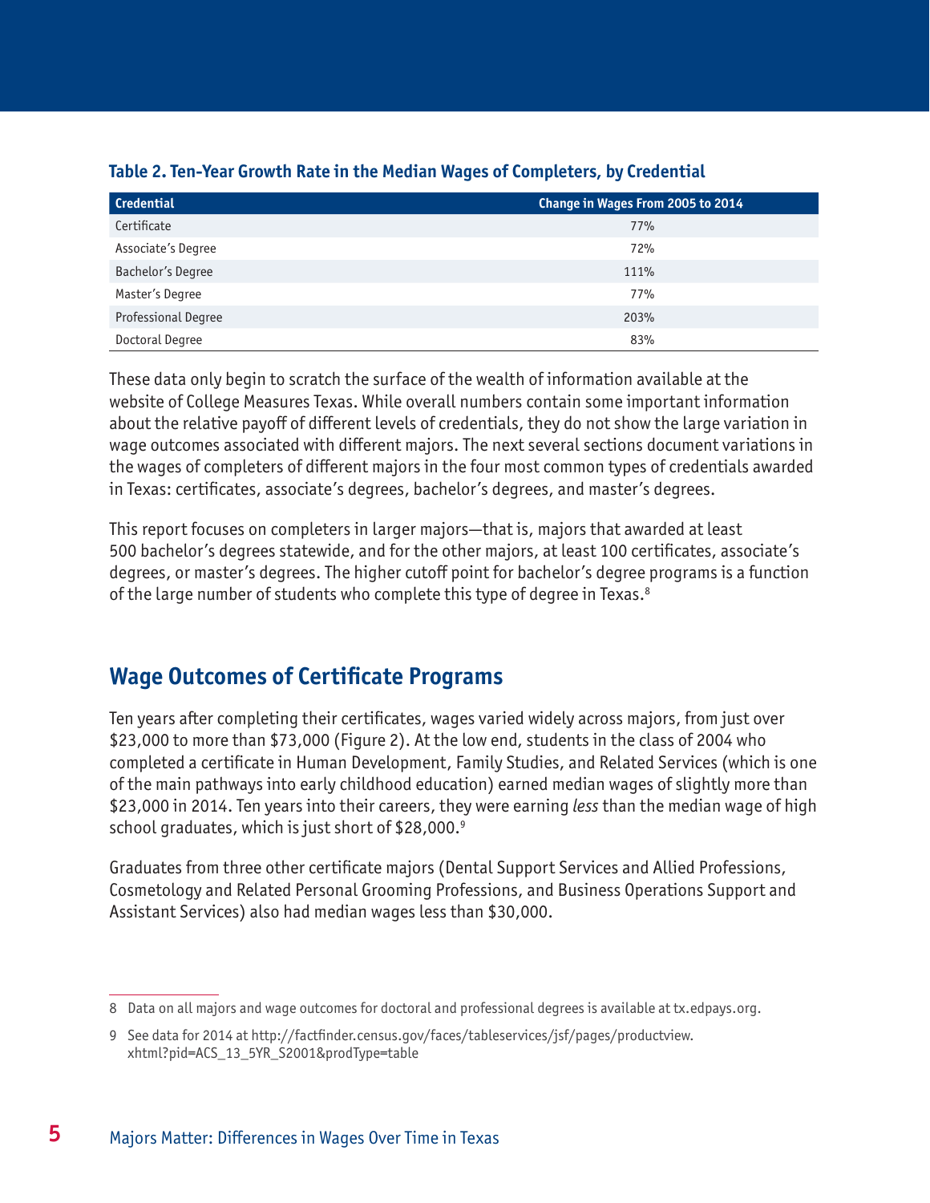**Table 2. Ten-Year Growth Rate in the Median Wages of Completers, by Credential**

| Credential | Change in Wages From 2005 to 2014 |
| --- | --- |
| Certificate | 77% |
| Associate's Degree | 72% |
| Bachelor's Degree | 111% |
| Master's Degree | 77% |
| Professional Degree | 203% |
| Doctoral Degree | 83% |

These data only begin to scratch the surface of the wealth of information available at the website of College Measures Texas. While overall numbers contain some important information about the relative payoff of different levels of credentials, they do not show the large variation in wage outcomes associated with different majors. The next several sections document variations in the wages of completers of different majors in the four most common types of credentials awarded in Texas: certificates, associate's degrees, bachelor's degrees, and master's degrees.

This report focuses on completers in larger majors—that is, majors that awarded at least 500 bachelor's degrees statewide, and for the other majors, at least 100 certificates, associate's degrees, or master's degrees. The higher cutoff point for bachelor's degree programs is a function of the large number of students who complete this type of degree in Texas.[8]

## Wage Outcomes of Certificate Programs

Ten years after completing their certificates, wages varied widely across majors, from just over $23,000 to more than $73,000 (Figure 2). At the low end, students in the class of 2004 who completed a certificate in Human Development, Family Studies, and Related Services (which is one of the main pathways into early childhood education) earned median wages of slightly more than $23,000 in 2014. Ten years into their careers, they were earning *less* than the median wage of high school graduates, which is just short of $28,000.[9]

Graduates from three other certificate majors (Dental Support Services and Allied Professions, Cosmetology and Related Personal Grooming Professions, and Business Operations Support and Assistant Services) also had median wages less than $30,000.

8 Data on all majors and wage outcomes for doctoral and professional degrees is available at tx.edpays.org.

9 See data for 2014 at http://factfinder.census.gov/faces/tableservices/jsf/pages/productview.xhtml?pid=ACS_13_5YR_S2001&prodType=table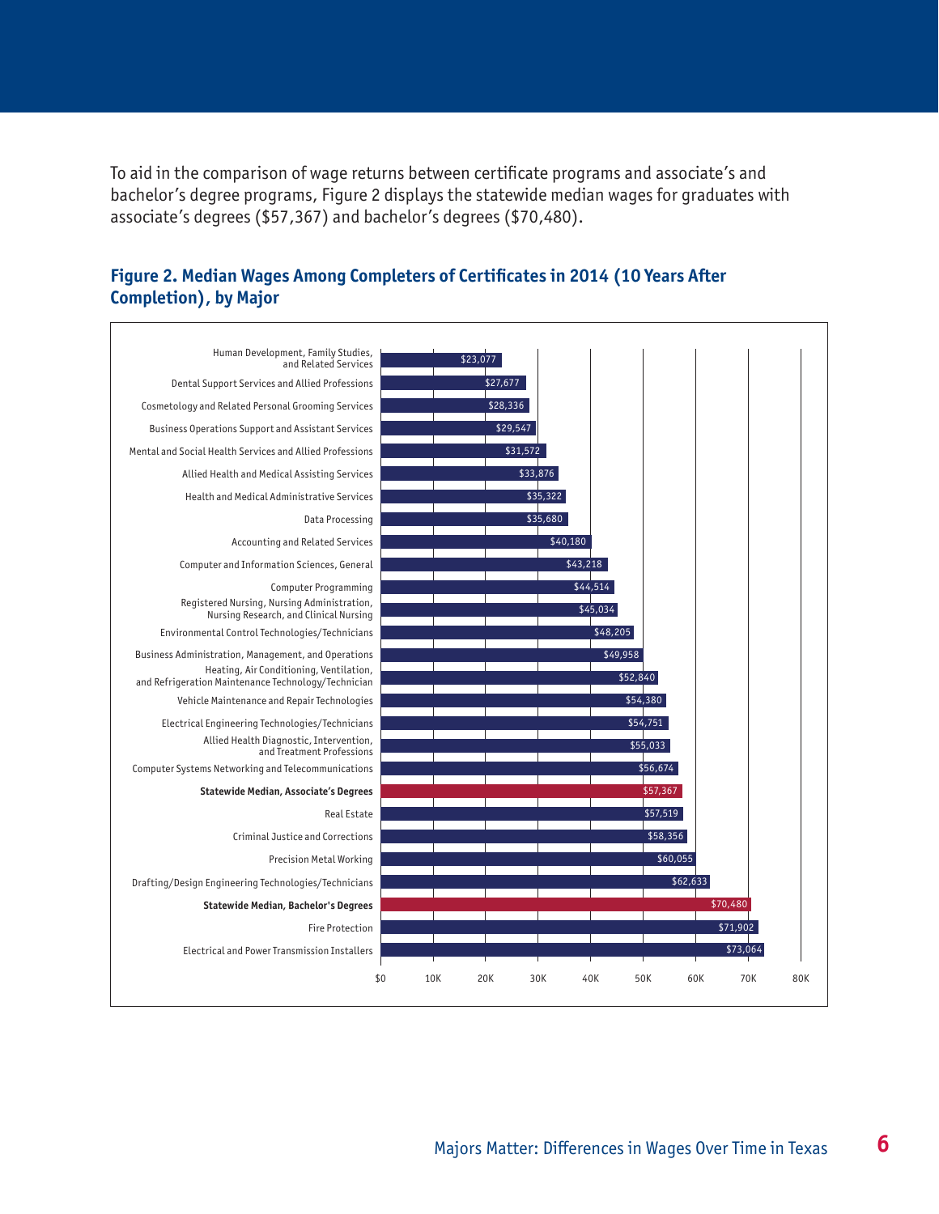To aid in the comparison of wage returns between certificate programs and associate's and bachelor's degree programs, Figure 2 displays the statewide median wages for graduates with associate's degrees ($57,367) and bachelor's degrees ($70,480).

### Figure 2. Median Wages Among Completers of Certificates in 2014 (10 Years After Completion), by Major

| Major | Median Wage |
|---|---|
| Human Development, Family Studies, and Related Services | $23,077 |
| Dental Support Services and Allied Professions | $27,677 |
| Cosmetology and Related Personal Grooming Services | $28,336 |
| Business Operations Support and Assistant Services | $29,547 |
| Mental and Social Health Services and Allied Professions | $31,572 |
| Allied Health and Medical Assisting Services | $33,876 |
| Health and Medical Administrative Services | $35,322 |
| Data Processing | $35,680 |
| Accounting and Related Services | $40,180 |
| Computer and Information Sciences, General | $43,218 |
| Computer Programming | $44,514 |
| Registered Nursing, Nursing Administration, Nursing Research, and Clinical Nursing | $45,034 |
| Environmental Control Technologies/Technicians | $48,205 |
| Business Administration, Management, and Operations | $49,958 |
| Heating, Air Conditioning, Ventilation, and Refrigeration Maintenance Technology/Technician | $52,840 |
| Vehicle Maintenance and Repair Technologies | $54,380 |
| Electrical Engineering Technologies/Technicians | $54,751 |
| Allied Health Diagnostic, Intervention, and Treatment Professions | $55,033 |
| Computer Systems Networking and Telecommunications | $56,674 |
| **Statewide Median, Associate's Degrees** | $57,367 |
| Real Estate | $57,519 |
| Criminal Justice and Corrections | $58,356 |
| Precision Metal Working | $60,055 |
| Drafting/Design Engineering Technologies/Technicians | $62,633 |
| **Statewide Median, Bachelor's Degrees** | $70,480 |
| Fire Protection | $71,902 |
| Electrical and Power Transmission Installers | $73,064 |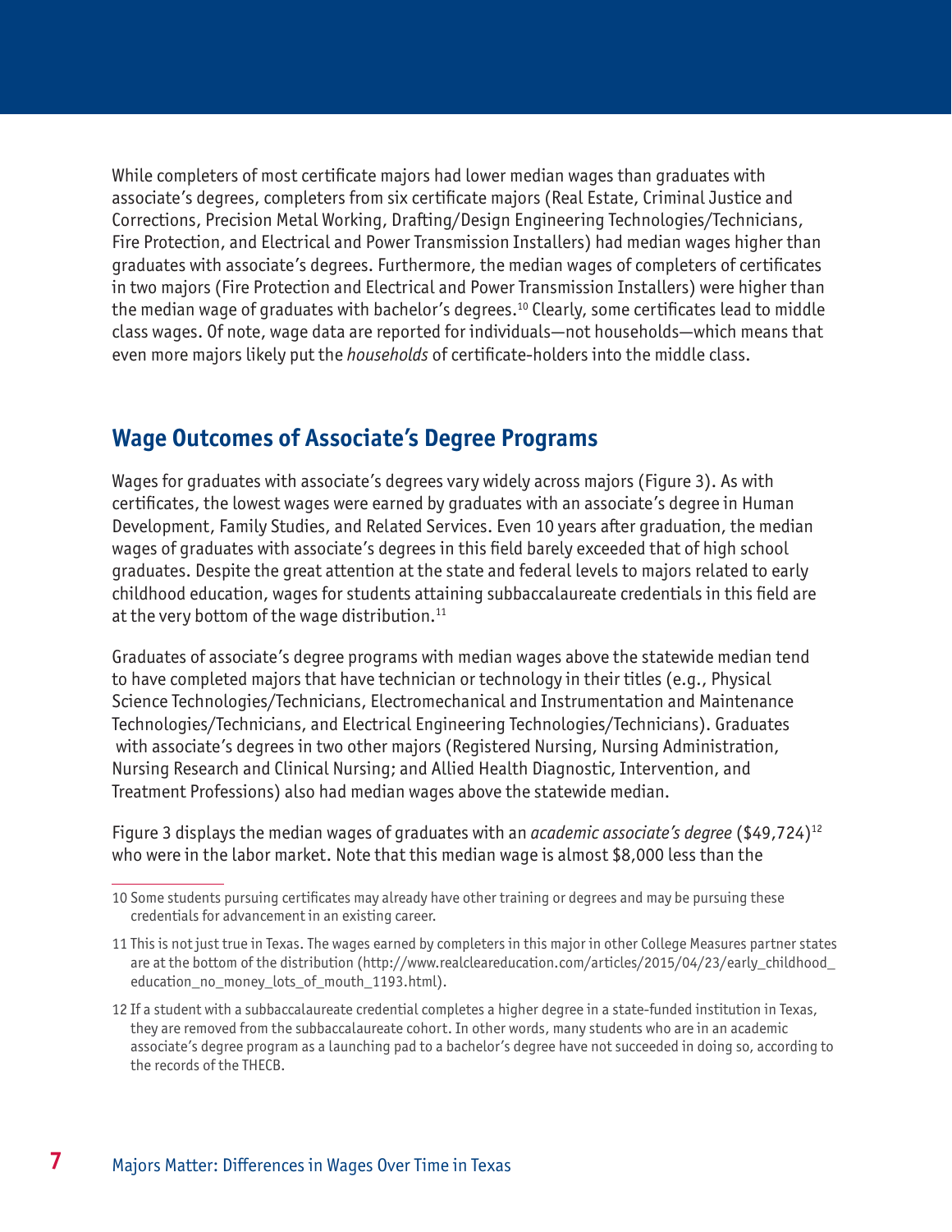While completers of most certificate majors had lower median wages than graduates with associate's degrees, completers from six certificate majors (Real Estate, Criminal Justice and Corrections, Precision Metal Working, Drafting/Design Engineering Technologies/Technicians, Fire Protection, and Electrical and Power Transmission Installers) had median wages higher than graduates with associate's degrees. Furthermore, the median wages of completers of certificates in two majors (Fire Protection and Electrical and Power Transmission Installers) were higher than the median wage of graduates with bachelor's degrees.[10] Clearly, some certificates lead to middle class wages. Of note, wage data are reported for individuals—not households—which means that even more majors likely put the *households* of certificate-holders into the middle class.

## Wage Outcomes of Associate's Degree Programs

Wages for graduates with associate's degrees vary widely across majors (Figure 3). As with certificates, the lowest wages were earned by graduates with an associate's degree in Human Development, Family Studies, and Related Services. Even 10 years after graduation, the median wages of graduates with associate's degrees in this field barely exceeded that of high school graduates. Despite the great attention at the state and federal levels to majors related to early childhood education, wages for students attaining subbaccalaureate credentials in this field are at the very bottom of the wage distribution.[11]

Graduates of associate's degree programs with median wages above the statewide median tend to have completed majors that have technician or technology in their titles (e.g., Physical Science Technologies/Technicians, Electromechanical and Instrumentation and Maintenance Technologies/Technicians, and Electrical Engineering Technologies/Technicians). Graduates with associate's degrees in two other majors (Registered Nursing, Nursing Administration, Nursing Research and Clinical Nursing; and Allied Health Diagnostic, Intervention, and Treatment Professions) also had median wages above the statewide median.

Figure 3 displays the median wages of graduates with an *academic associate's degree* ($49,724)[12] who were in the labor market. Note that this median wage is almost $8,000 less than the

---

10 Some students pursuing certificates may already have other training or degrees and may be pursuing these credentials for advancement in an existing career.

11 This is not just true in Texas. The wages earned by completers in this major in other College Measures partner states are at the bottom of the distribution (http://www.realcleareducation.com/articles/2015/04/23/early_childhood_education_no_money_lots_of_mouth_1193.html).

12 If a student with a subbaccalaureate credential completes a higher degree in a state-funded institution in Texas, they are removed from the subbaccalaureate cohort. In other words, many students who are in an academic associate's degree program as a launching pad to a bachelor's degree have not succeeded in doing so, according to the records of the THECB.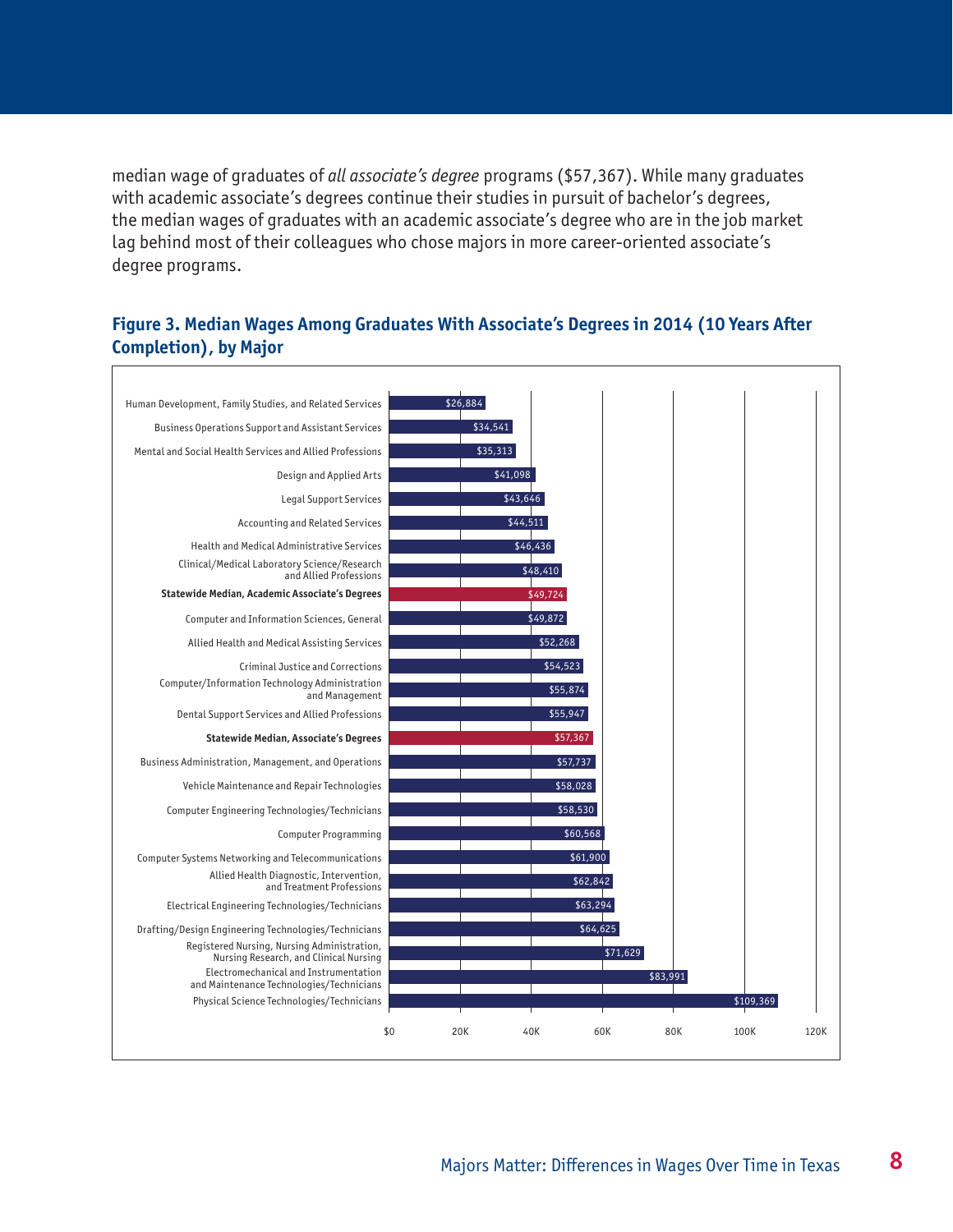median wage of graduates of *all associate's degree* programs ($57,367). While many graduates with academic associate's degrees continue their studies in pursuit of bachelor's degrees, the median wages of graduates with an academic associate's degree who are in the job market lag behind most of their colleagues who chose majors in more career-oriented associate's degree programs.

**Figure 3. Median Wages Among Graduates With Associate's Degrees in 2014 (10 Years After Completion), by Major**

| Major | Median Wage |
|---|---|
| Human Development, Family Studies, and Related Services | $26,884 |
| Business Operations Support and Assistant Services | $34,541 |
| Mental and Social Health Services and Allied Professions | $35,313 |
| Design and Applied Arts | $41,098 |
| Legal Support Services | $43,646 |
| Accounting and Related Services | $44,511 |
| Health and Medical Administrative Services | $46,436 |
| Clinical/Medical Laboratory Science/Research and Allied Professions | $48,410 |
| **Statewide Median, Academic Associate's Degrees** | $49,724 |
| Computer and Information Sciences, General | $49,872 |
| Allied Health and Medical Assisting Services | $52,268 |
| Criminal Justice and Corrections | $54,523 |
| Computer/Information Technology Administration and Management | $55,874 |
| Dental Support Services and Allied Professions | $55,947 |
| **Statewide Median, Associate's Degrees** | $57,367 |
| Business Administration, Management, and Operations | $57,737 |
| Vehicle Maintenance and Repair Technologies | $58,028 |
| Computer Engineering Technologies/Technicians | $58,530 |
| Computer Programming | $60,568 |
| Computer Systems Networking and Telecommunications | $61,900 |
| Allied Health Diagnostic, Intervention, and Treatment Professions | $62,842 |
| Electrical Engineering Technologies/Technicians | $63,294 |
| Drafting/Design Engineering Technologies/Technicians | $64,625 |
| Registered Nursing, Nursing Administration, Nursing Research, and Clinical Nursing | $71,629 |
| Electromechanical and Instrumentation and Maintenance Technologies/Technicians | $83,991 |
| Physical Science Technologies/Technicians | $109,369 |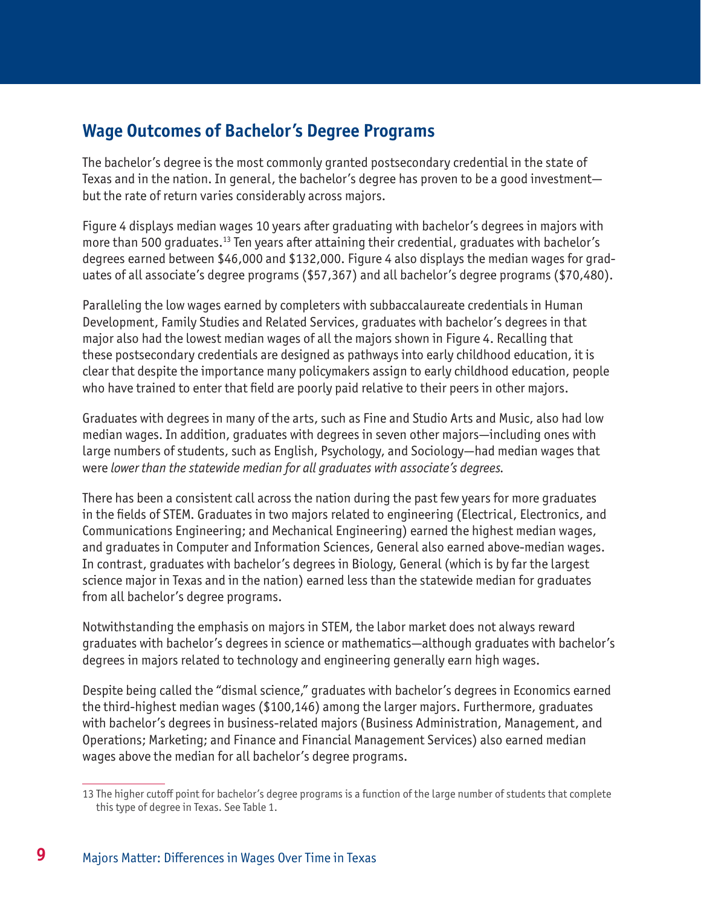## Wage Outcomes of Bachelor's Degree Programs

The bachelor's degree is the most commonly granted postsecondary credential in the state of Texas and in the nation. In general, the bachelor's degree has proven to be a good investment—but the rate of return varies considerably across majors.

Figure 4 displays median wages 10 years after graduating with bachelor's degrees in majors with more than 500 graduates.[13] Ten years after attaining their credential, graduates with bachelor's degrees earned between $46,000 and $132,000. Figure 4 also displays the median wages for graduates of all associate's degree programs ($57,367) and all bachelor's degree programs ($70,480).

Paralleling the low wages earned by completers with subbaccalaureate credentials in Human Development, Family Studies and Related Services, graduates with bachelor's degrees in that major also had the lowest median wages of all the majors shown in Figure 4. Recalling that these postsecondary credentials are designed as pathways into early childhood education, it is clear that despite the importance many policymakers assign to early childhood education, people who have trained to enter that field are poorly paid relative to their peers in other majors.

Graduates with degrees in many of the arts, such as Fine and Studio Arts and Music, also had low median wages. In addition, graduates with degrees in seven other majors—including ones with large numbers of students, such as English, Psychology, and Sociology—had median wages that were *lower than the statewide median for all graduates with associate's degrees*.

There has been a consistent call across the nation during the past few years for more graduates in the fields of STEM. Graduates in two majors related to engineering (Electrical, Electronics, and Communications Engineering; and Mechanical Engineering) earned the highest median wages, and graduates in Computer and Information Sciences, General also earned above-median wages. In contrast, graduates with bachelor's degrees in Biology, General (which is by far the largest science major in Texas and in the nation) earned less than the statewide median for graduates from all bachelor's degree programs.

Notwithstanding the emphasis on majors in STEM, the labor market does not always reward graduates with bachelor's degrees in science or mathematics—although graduates with bachelor's degrees in majors related to technology and engineering generally earn high wages.

Despite being called the "dismal science," graduates with bachelor's degrees in Economics earned the third-highest median wages ($100,146) among the larger majors. Furthermore, graduates with bachelor's degrees in business-related majors (Business Administration, Management, and Operations; Marketing; and Finance and Financial Management Services) also earned median wages above the median for all bachelor's degree programs.

---

13 The higher cutoff point for bachelor's degree programs is a function of the large number of students that complete this type of degree in Texas. See Table 1.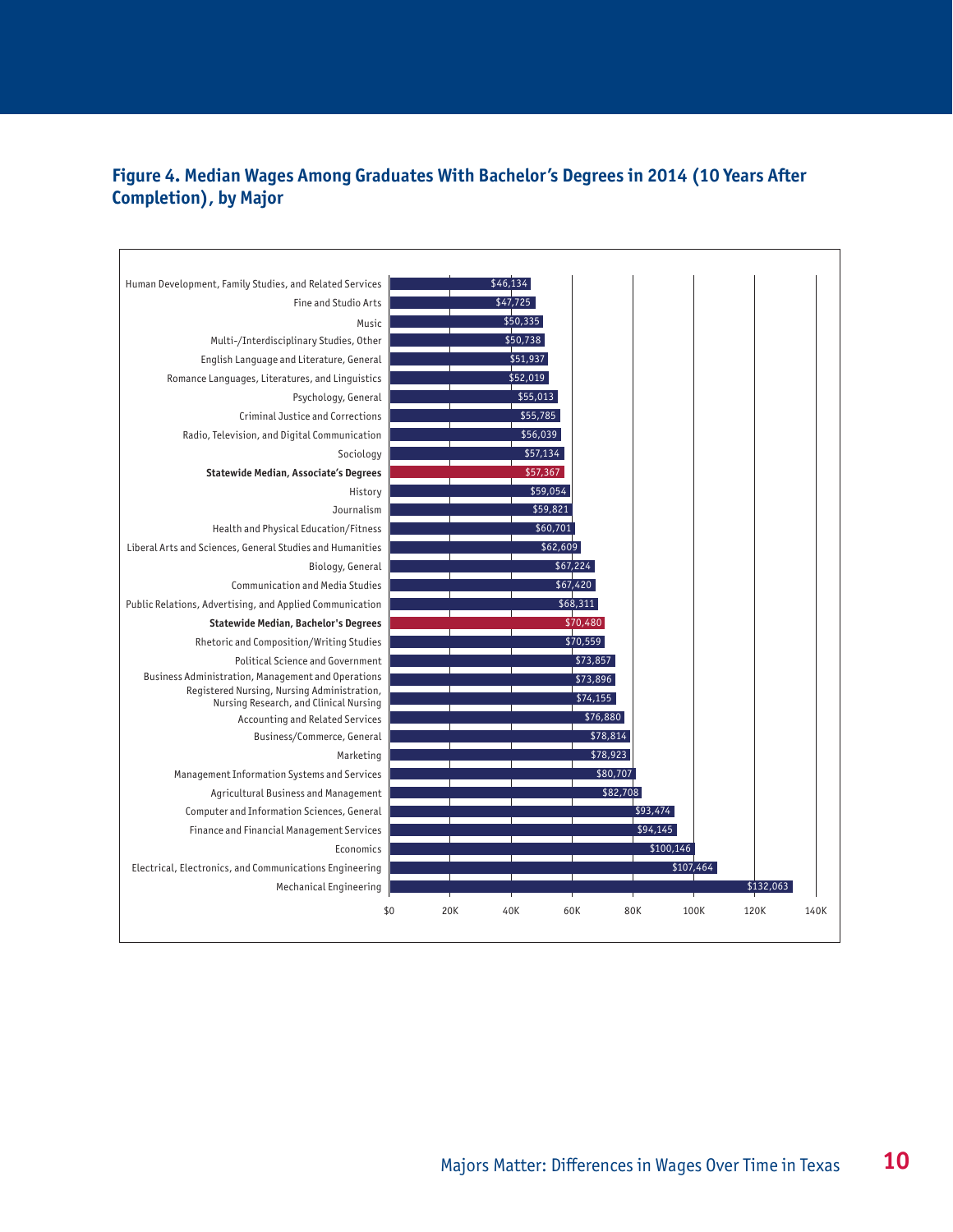## Figure 4. Median Wages Among Graduates With Bachelor's Degrees in 2014 (10 Years After Completion), by Major

| Major | Median Wage |
| --- | --- |
| Human Development, Family Studies, and Related Services | $46,134 |
| Fine and Studio Arts | $47,725 |
| Music | $50,335 |
| Multi-/Interdisciplinary Studies, Other | $50,738 |
| English Language and Literature, General | $51,937 |
| Romance Languages, Literatures, and Linguistics | $52,019 |
| Psychology, General | $55,013 |
| Criminal Justice and Corrections | $55,785 |
| Radio, Television, and Digital Communication | $56,039 |
| Sociology | $57,134 |
| **Statewide Median, Associate's Degrees** | $57,367 |
| History | $59,054 |
| Journalism | $59,821 |
| Health and Physical Education/Fitness | $60,701 |
| Liberal Arts and Sciences, General Studies and Humanities | $62,609 |
| Biology, General | $67,224 |
| Communication and Media Studies | $67,420 |
| Public Relations, Advertising, and Applied Communication | $68,311 |
| **Statewide Median, Bachelor's Degrees** | $70,480 |
| Rhetoric and Composition/Writing Studies | $70,559 |
| Political Science and Government | $73,857 |
| Business Administration, Management and Operations | $73,896 |
| Registered Nursing, Nursing Administration, Nursing Research, and Clinical Nursing | $74,155 |
| Accounting and Related Services | $76,880 |
| Business/Commerce, General | $78,814 |
| Marketing | $78,923 |
| Management Information Systems and Services | $80,707 |
| Agricultural Business and Management | $82,708 |
| Computer and Information Sciences, General | $93,474 |
| Finance and Financial Management Services | $94,145 |
| Economics | $100,146 |
| Electrical, Electronics, and Communications Engineering | $107,464 |
| Mechanical Engineering | $132,063 |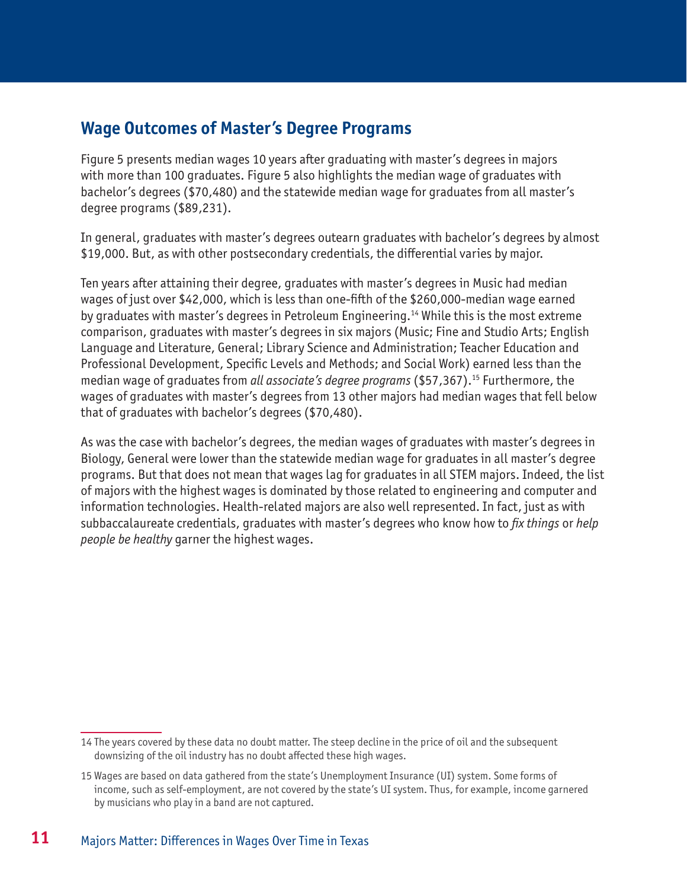## Wage Outcomes of Master's Degree Programs

Figure 5 presents median wages 10 years after graduating with master's degrees in majors with more than 100 graduates. Figure 5 also highlights the median wage of graduates with bachelor's degrees ($70,480) and the statewide median wage for graduates from all master's degree programs ($89,231).

In general, graduates with master's degrees outearn graduates with bachelor's degrees by almost $19,000. But, as with other postsecondary credentials, the differential varies by major.

Ten years after attaining their degree, graduates with master's degrees in Music had median wages of just over $42,000, which is less than one-fifth of the $260,000-median wage earned by graduates with master's degrees in Petroleum Engineering.[14] While this is the most extreme comparison, graduates with master's degrees in six majors (Music; Fine and Studio Arts; English Language and Literature, General; Library Science and Administration; Teacher Education and Professional Development, Specific Levels and Methods; and Social Work) earned less than the median wage of graduates from *all associate's degree programs* ($57,367).[15] Furthermore, the wages of graduates with master's degrees from 13 other majors had median wages that fell below that of graduates with bachelor's degrees ($70,480).

As was the case with bachelor's degrees, the median wages of graduates with master's degrees in Biology, General were lower than the statewide median wage for graduates in all master's degree programs. But that does not mean that wages lag for graduates in all STEM majors. Indeed, the list of majors with the highest wages is dominated by those related to engineering and computer and information technologies. Health-related majors are also well represented. In fact, just as with subbaccalaureate credentials, graduates with master's degrees who know how to *fix things* or *help people be healthy* garner the highest wages.

---

14 The years covered by these data no doubt matter. The steep decline in the price of oil and the subsequent downsizing of the oil industry has no doubt affected these high wages.

15 Wages are based on data gathered from the state's Unemployment Insurance (UI) system. Some forms of income, such as self-employment, are not covered by the state's UI system. Thus, for example, income garnered by musicians who play in a band are not captured.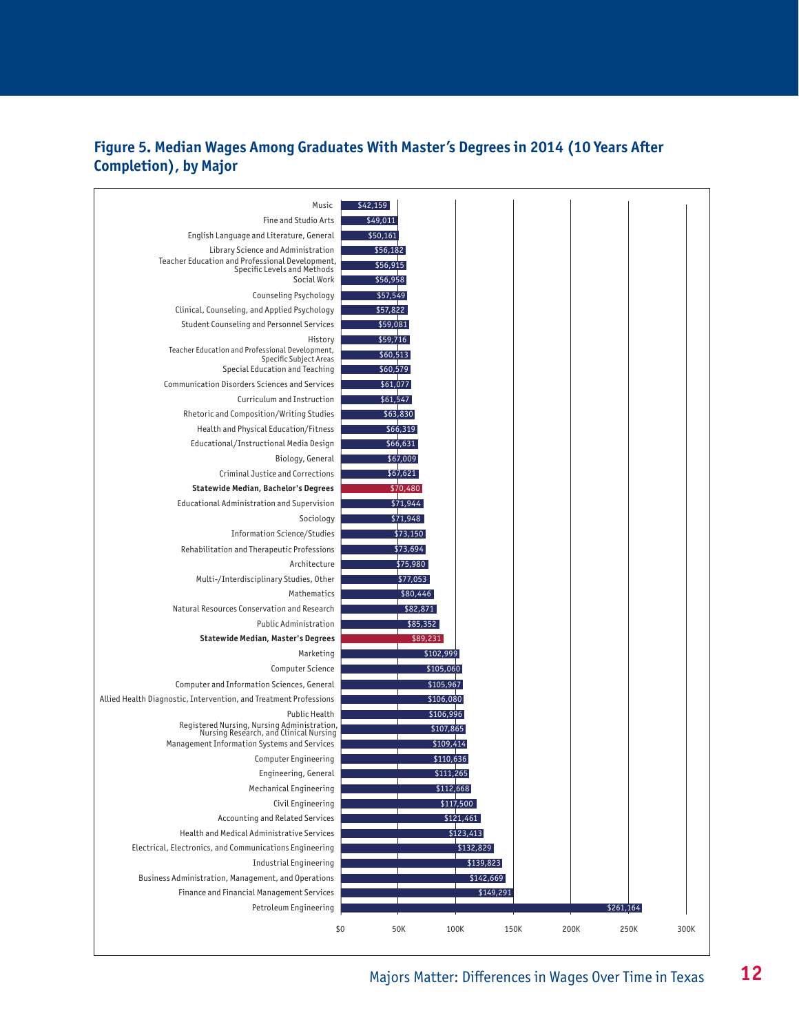**Figure 5. Median Wages Among Graduates With Master's Degrees in 2014 (10 Years After Completion), by Major**

| Major | Median Wage |
| --- | --- |
| Music | $42,159 |
| Fine and Studio Arts | $49,011 |
| English Language and Literature, General | $50,161 |
| Library Science and Administration | $56,182 |
| Teacher Education and Professional Development, Specific Levels and Methods | $56,915 |
| Social Work | $56,958 |
| Counseling Psychology | $57,549 |
| Clinical, Counseling, and Applied Psychology | $57,822 |
| Student Counseling and Personnel Services | $59,081 |
| History | $59,716 |
| Teacher Education and Professional Development, Specific Subject Areas | $60,513 |
| Special Education and Teaching | $60,579 |
| Communication Disorders Sciences and Services | $61,077 |
| Curriculum and Instruction | $61,547 |
| Rhetoric and Composition/Writing Studies | $63,830 |
| Health and Physical Education/Fitness | $66,319 |
| Educational/Instructional Media Design | $66,631 |
| Biology, General | $67,009 |
| Criminal Justice and Corrections | $67,621 |
| **Statewide Median, Bachelor's Degrees** | $70,480 |
| Educational Administration and Supervision | $71,944 |
| Sociology | $71,948 |
| Information Science/Studies | $73,150 |
| Rehabilitation and Therapeutic Professions | $73,694 |
| Architecture | $75,980 |
| Multi-/Interdisciplinary Studies, Other | $77,053 |
| Mathematics | $80,446 |
| Natural Resources Conservation and Research | $82,871 |
| Public Administration | $85,352 |
| **Statewide Median, Master's Degrees** | $89,231 |
| Marketing | $102,999 |
| Computer Science | $105,060 |
| Computer and Information Sciences, General | $105,967 |
| Allied Health Diagnostic, Intervention, and Treatment Professions | $106,080 |
| Public Health | $106,996 |
| Registered Nursing, Nursing Administration, Nursing Research, and Clinical Nursing | $107,865 |
| Management Information Systems and Services | $109,414 |
| Computer Engineering | $110,636 |
| Engineering, General | $111,265 |
| Mechanical Engineering | $112,668 |
| Civil Engineering | $117,500 |
| Accounting and Related Services | $121,461 |
| Health and Medical Administrative Services | $123,413 |
| Electrical, Electronics, and Communications Engineering | $132,829 |
| Industrial Engineering | $139,823 |
| Business Administration, Management, and Operations | $142,669 |
| Finance and Financial Management Services | $149,291 |
| Petroleum Engineering | $261,164 |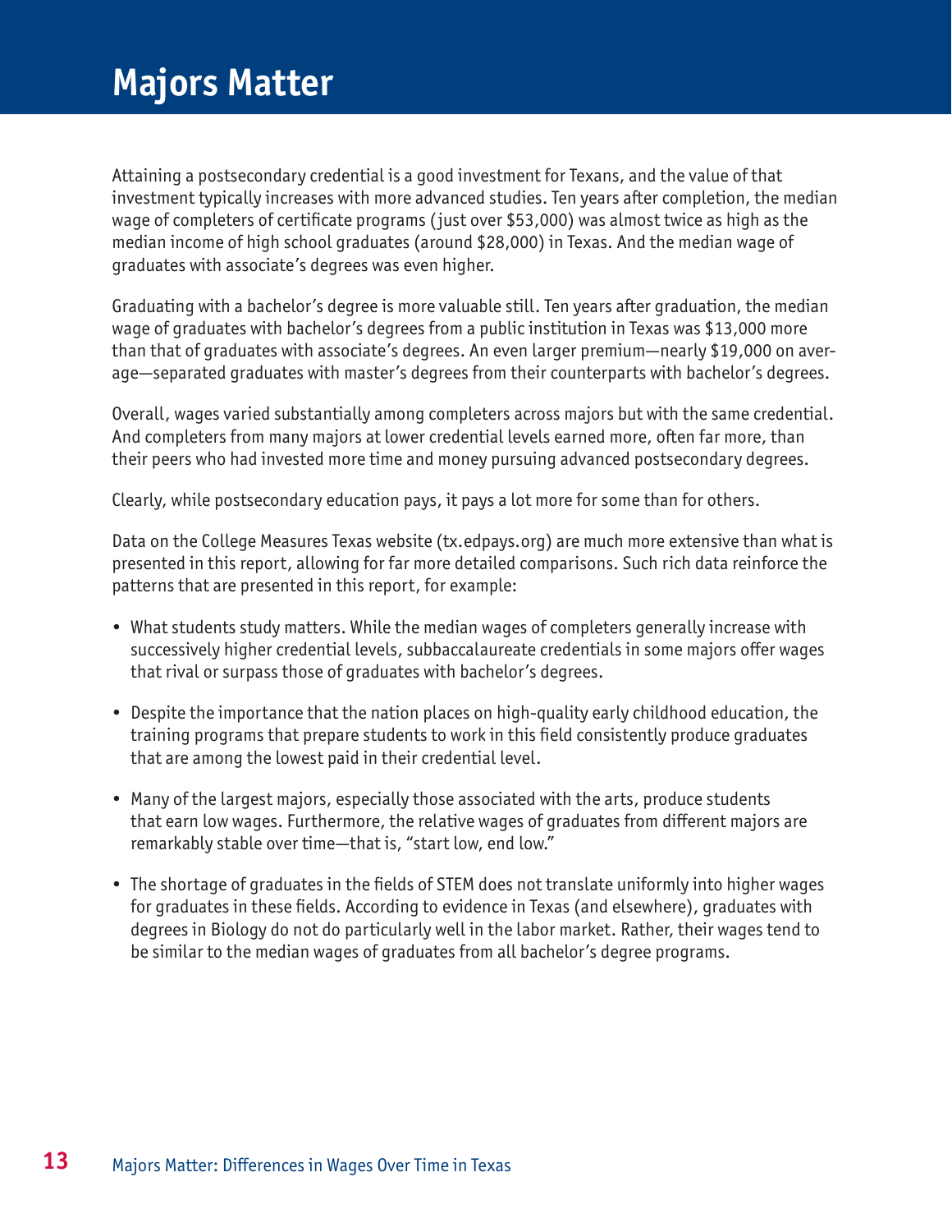# Majors Matter

Attaining a postsecondary credential is a good investment for Texans, and the value of that investment typically increases with more advanced studies. Ten years after completion, the median wage of completers of certificate programs (just over $53,000) was almost twice as high as the median income of high school graduates (around $28,000) in Texas. And the median wage of graduates with associate's degrees was even higher.

Graduating with a bachelor's degree is more valuable still. Ten years after graduation, the median wage of graduates with bachelor's degrees from a public institution in Texas was $13,000 more than that of graduates with associate's degrees. An even larger premium—nearly $19,000 on average—separated graduates with master's degrees from their counterparts with bachelor's degrees.

Overall, wages varied substantially among completers across majors but with the same credential. And completers from many majors at lower credential levels earned more, often far more, than their peers who had invested more time and money pursuing advanced postsecondary degrees.

Clearly, while postsecondary education pays, it pays a lot more for some than for others.

Data on the College Measures Texas website (tx.edpays.org) are much more extensive than what is presented in this report, allowing for far more detailed comparisons. Such rich data reinforce the patterns that are presented in this report, for example:

- What students study matters. While the median wages of completers generally increase with successively higher credential levels, subbaccalaureate credentials in some majors offer wages that rival or surpass those of graduates with bachelor's degrees.
- Despite the importance that the nation places on high-quality early childhood education, the training programs that prepare students to work in this field consistently produce graduates that are among the lowest paid in their credential level.
- Many of the largest majors, especially those associated with the arts, produce students that earn low wages. Furthermore, the relative wages of graduates from different majors are remarkably stable over time—that is, "start low, end low."
- The shortage of graduates in the fields of STEM does not translate uniformly into higher wages for graduates in these fields. According to evidence in Texas (and elsewhere), graduates with degrees in Biology do not do particularly well in the labor market. Rather, their wages tend to be similar to the median wages of graduates from all bachelor's degree programs.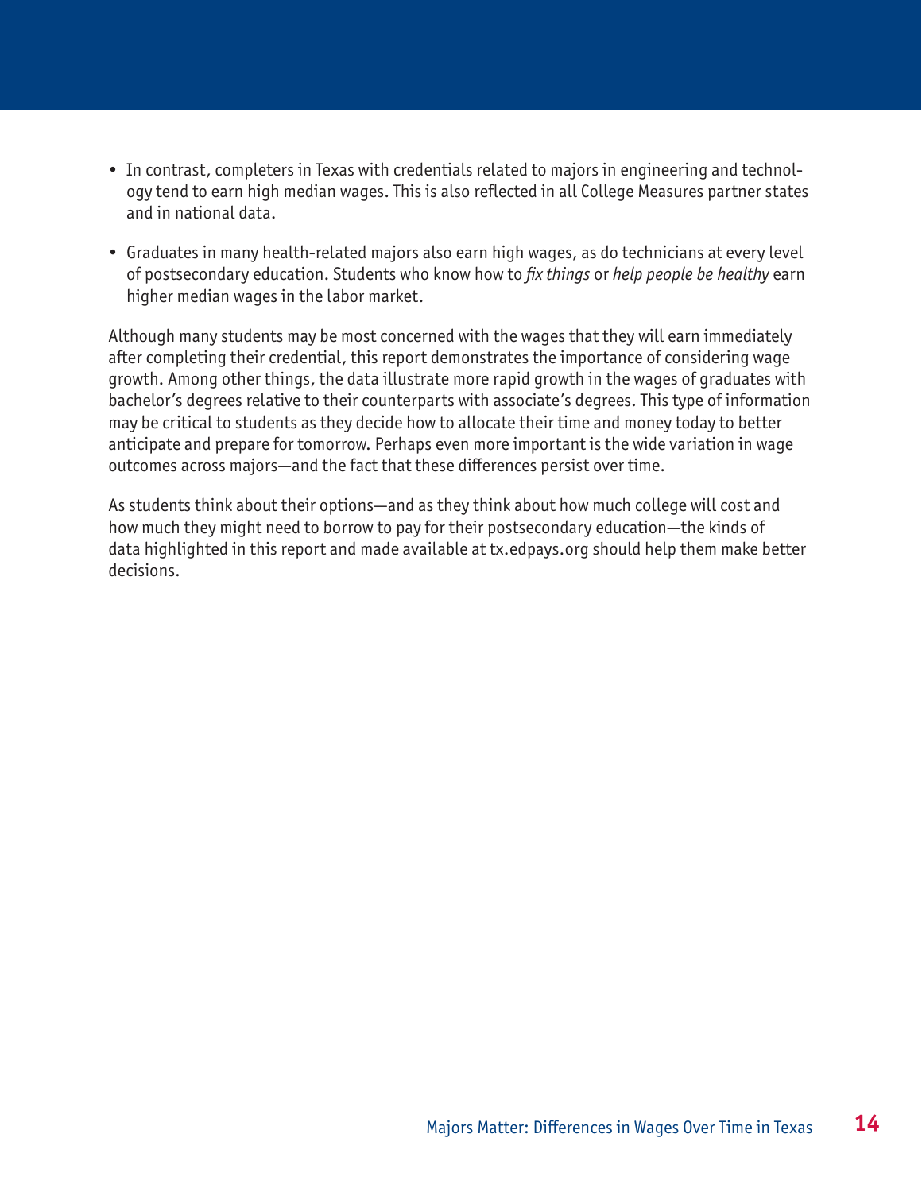- In contrast, completers in Texas with credentials related to majors in engineering and technology tend to earn high median wages. This is also reflected in all College Measures partner states and in national data.

- Graduates in many health-related majors also earn high wages, as do technicians at every level of postsecondary education. Students who know how to *fix things* or *help people be healthy* earn higher median wages in the labor market.

Although many students may be most concerned with the wages that they will earn immediately after completing their credential, this report demonstrates the importance of considering wage growth. Among other things, the data illustrate more rapid growth in the wages of graduates with bachelor's degrees relative to their counterparts with associate's degrees. This type of information may be critical to students as they decide how to allocate their time and money today to better anticipate and prepare for tomorrow. Perhaps even more important is the wide variation in wage outcomes across majors—and the fact that these differences persist over time.

As students think about their options—and as they think about how much college will cost and how much they might need to borrow to pay for their postsecondary education—the kinds of data highlighted in this report and made available at tx.edpays.org should help them make better decisions.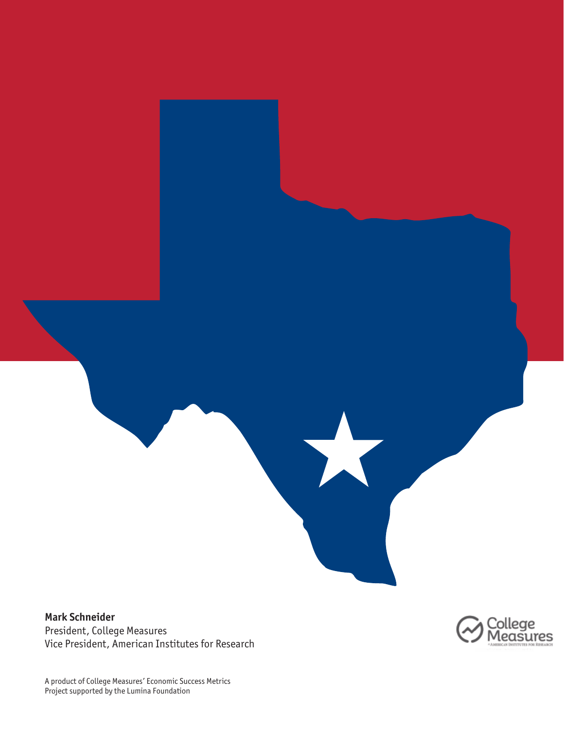**Mark Schneider**
President, College Measures
Vice President, American Institutes for Research

College Measures
®American Institutes for Research

A product of College Measures' Economic Success Metrics
Project supported by the Lumina Foundation